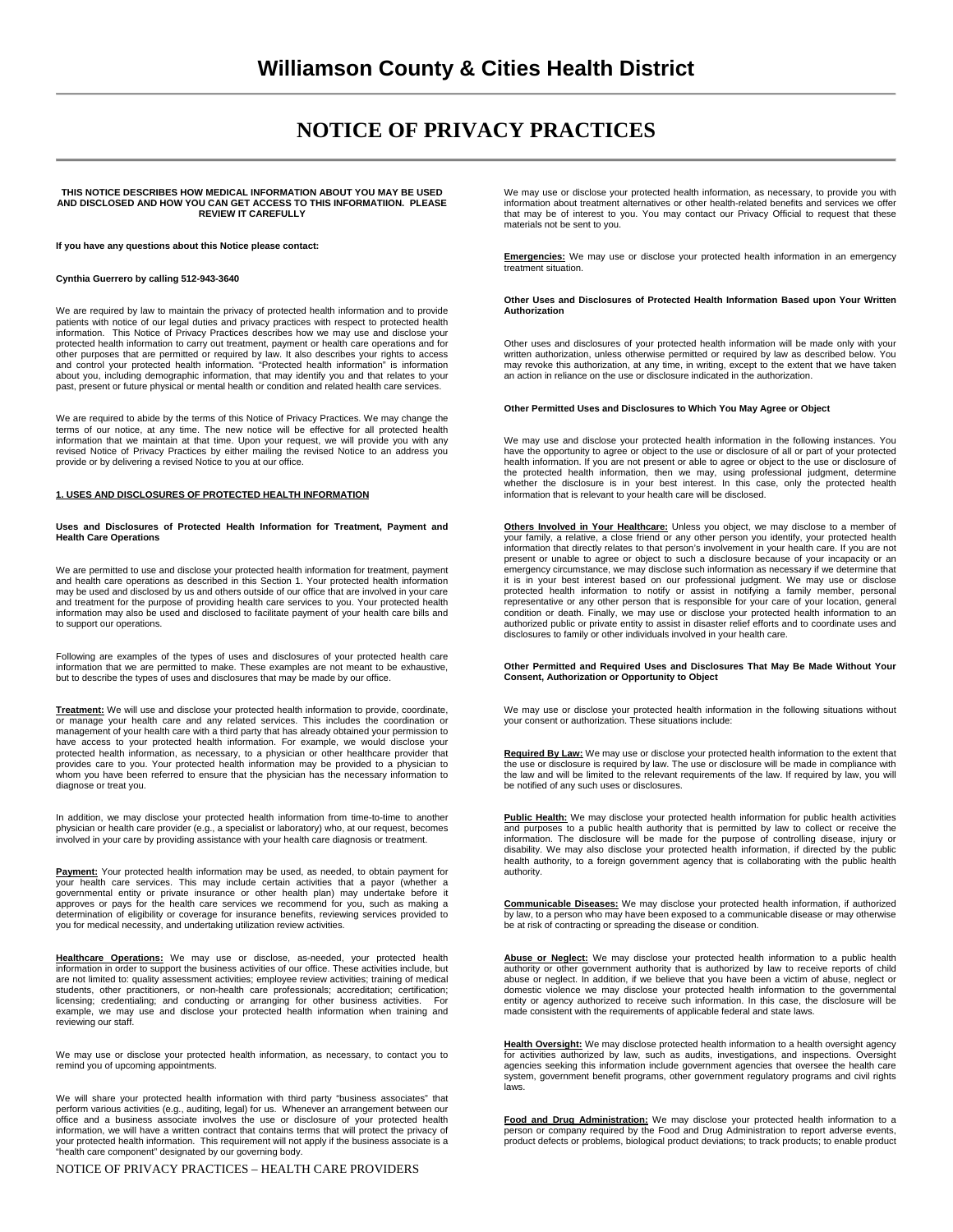# Williamson County & Cities Health District

# NOTICE OF PRIVACY PRACTICES

**THIS NOTICE DESCRIBES HOW MEDICAL INFORMATION ABOUT YOU MAY BE USED AND DISCLOSED AND HOW YOU CAN GET ACCESS TO THIS INFORMATIION. PLEASE REVIEW IT CAREFULLY**

**If you have any questions about this Notice please contact:**

**Cynthia Guerrero by calling 512-943-3640**

We are required by law to maintain the privacy of protected health information and to provide patients with notice of our legal duties and privacy practices with respect to protected health information. This Notice of Privacy Practices describes how we may use and disclose your protected health information to carry out treatment, payment or health care operations and for other purposes that are permitted or required by law. It also describes your rights to access and control your protected health information. "Protected health information" is information about you, including demographic information, that may identify you and that relates to your past, present or future physical or mental health or condition and related health care services.

We are required to abide by the terms of this Notice of Privacy Practices. We may change the terms of our notice, at any time. The new notice will be effective for all protected health information that we maintain at that time. Upon your request, we will provide you with any revised Notice of Privacy Practices by either mailing the revised Notice to an address you provide or by delivering a revised Notice to you at our office.

## 1. USES AND DISCLOSURES OF PROTECTED HEALTH INFORMATION

### Uses and Disclosures of Protected Health Information for Treatment, Payment and Health Care Operations

We are permitted to use and disclose your protected health information for treatment, payment and health care operations as described in this Section 1. Your protected health information may be used and disclosed by us and others outside of our office that are involved in your care and treatment for the purpose of providing health care services to you. Your protected health information may also be used and disclosed to facilitate payment of your health care bills and to support our operations.

Following are examples of the types of uses and disclosures of your protected health care information that we are permitted to make. These examples are not meant to be exhaustive, but to describe the types of uses and disclosures that may be made by our office.

**Treatment:** We will use and disclose your protected health information to provide, coordinate, or manage your health care and any related services. This includes the coordination or management of your health care with a third party that has already obtained your permission to have access to your protected health information. For example, we would disclose your protected health information, as necessary, to a physician or other healthcare provider that provides care to you. Your protected health information may be provided to a physician to whom you have been referred to ensure that the physician has the necessary information to diagnose or treat you.

In addition, we may disclose your protected health information from time-to-time to another physician or health care provider (e.g., a specialist or laboratory) who, at our request, becomes involved in your care by providing assistance with your health care diagnosis or treatment.

**Payment:** Your protected health information may be used, as needed, to obtain payment for your health care services. This may include certain activities that a payor (whether a governmental entity or private insurance or other health plan) may undertake before it approves or pays for the health care services we recommend for you, such as making a determination of eligibility or coverage for insurance benefits, reviewing services provided to you for medical necessity, and undertaking utilization review activities.

**Healthcare Operations:** We may use or disclose, as-needed, your protected health information in order to support the business activities of our office. These activities include, but are not limited to: quality assessment activities; employee review activities; training of medical students, other practitioners, or non-health care professionals; accreditation; certification; licensing; credentialing; and conducting or arranging for other business activities. For example, we may use and disclose your protected health information when training and reviewing our staff.

We may use or disclose your protected health information, as necessary, to contact you to remind you of upcoming appointments.

We will share your protected health information with third party "business associates" that perform various activities (e.g., auditing, legal) for us. Whenever an arrangement between our office and a business associate involves the use or disclosure of your protected health information, we will have a written contract that contains terms that will protect the privacy of your protected health information. This requirement will not apply if the business associate is a "health care component" designated by our governing body.

We may use or disclose your protected health information, as necessary, to provide you with information about treatment alternatives or other health-related benefits and services we offer that may be of interest to you. You may contact our Privacy Official to request that these materials not be sent to you.

**Emergencies:** We may use or disclose your protected health information in an emergency treatment situation.

### Other Uses and Disclosures of Protected Health Information Based upon Your Written Authorization

Other uses and disclosures of your protected health information will be made only with your written authorization, unless otherwise permitted or required by law as described below. You may revoke this authorization, at any time, in writing, except to the extent that we have taken an action in reliance on the use or disclosure indicated in the authorization.

### Other Permitted Uses and Disclosures to Which You May Agree or Object

We may use and disclose your protected health information in the following instances. You have the opportunity to agree or object to the use or disclosure of all or part of your protected health information. If you are not present or able to agree or object to the use or disclosure of the protected health information, then we may, using professional judgment, determine whether the disclosure is in your best interest. In this case, only the protected health information that is relevant to your health care will be disclosed.

**Others Involved in Your Healthcare:** Unless you object, we may disclose to a member of your family, a relative, a close friend or any other person you identify, your protected health information that directly relates to that person's involvement in your health care. If you are not present or unable to agree or object to such a disclosure because of your incapacity or an emergency circumstance, we may disclose such information as necessary if we determine that it is in your best interest based on our professional judgment. We may use or disclose protected health information to notify or assist in notifying a family member, personal representative or any other person that is responsible for your care of your location, general condition or death. Finally, we may use or disclose your protected health information to an authorized public or private entity to assist in disaster relief efforts and to coordinate uses and disclosures to family or other individuals involved in your health care.

### Other Permitted and Required Uses and Disclosures That May Be Made Without Your Consent, Authorization or Opportunity to Object

We may use or disclose your protected health information in the following situations without your consent or authorization. These situations include:

**Required By Law:** We may use or disclose your protected health information to the extent that the use or disclosure is required by law. The use or disclosure will be made in compliance with the law and will be limited to the relevant requirements of the law. If required by law, you will be notified of any such uses or disclosures.

**Public Health:** We may disclose your protected health information for public health activities and purposes to a public health authority that is permitted by law to collect or receive the information. The disclosure will be made for the purpose of controlling disease, injury or disability. We may also disclose your protected health information, if directed by the public health authority, to a foreign government agency that is collaborating with the public health authority.

**Communicable Diseases:** We may disclose your protected health information, if authorized by law, to a person who may have been exposed to a communicable disease or may otherwise be at risk of contracting or spreading the disease or condition.

**Abuse or Neglect:** We may disclose your protected health information to a public health authority or other government authority that is authorized by law to receive reports of child abuse or neglect. In addition, if we believe that you have been a victim of abuse, neglect or domestic violence we may disclose your protected health information to the governmental entity or agency authorized to receive such information. In this case, the disclosure will be made consistent with the requirements of applicable federal and state laws.

**Health Oversight:** We may disclose protected health information to a health oversight agency for activities authorized by law, such as audits, investigations, and inspections. Oversight agencies seeking this information include government agencies that oversee the health care system, government benefit programs, other government regulatory programs and civil rights laws.

**Food and Drug Administration:** We may disclose your protected health information to a person or company required by the Food and Drug Administration to report adverse events, product defects or problems, biological product deviations; to track products; to enable product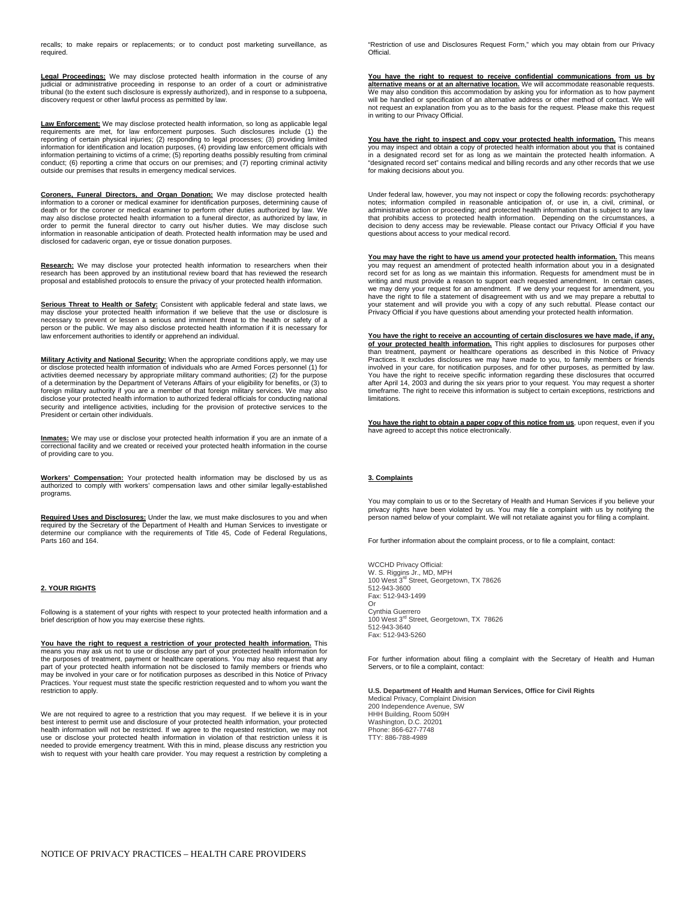recalls; to make repairs or replacements; or to conduct post marketing surveillance, as required.

**Legal Proceedings:** We may disclose protected health information in the course of any judicial or administrative proceeding in response to an order of a court or administrative tribunal (to the extent such disclosure is expressly authorized), and in response to a subpoena, discovery request or other lawful process as permitted by law.

**Law Enforcement:** We may disclose protected health information, so long as applicable legal requirements are met, for law enforcement purposes. Such disclosures include (1) the reporting of certain physical injuries; (2) responding to legal processes; (3) providing limited information for identification and location purposes, (4) providing law enforcement officials with information pertaining to victims of a crime; (5) reporting deaths possibly resulting from criminal conduct; (6) reporting a crime that occurs on our premises; and (7) reporting criminal activity outside our premises that results in emergency medical services.

**Coroners, Funeral Directors, and Organ Donation:** We may disclose protected health information to a coroner or medical examiner for identification purposes, determining cause of death or for the coroner or medical examiner to perform other duties authorized by law. We may also disclose protected health information to a funeral director, as authorized by law, in order to permit the funeral director to carry out his/her duties. We may disclose such information in reasonable anticipation of death. Protected health information may be used and disclosed for cadaveric organ, eye or tissue donation purposes.

**Research:** We may disclose your protected health information to researchers when their research has been approved by an institutional review board that has reviewed the research proposal and established protocols to ensure the privacy of your protected health information.

**Serious Threat to Health or Safety:** Consistent with applicable federal and state laws, we may disclose your protected health information if we believe that the use or disclosure is necessary to prevent or lessen a serious and imminent threat to the health or safety of a person or the public. We may also disclose protected health information if it is necessary for law enforcement authorities to identify or apprehend an individual.

**Military Activity and National Security:** When the appropriate conditions apply, we may use or disclose protected health information of individuals who are Armed Forces personnel (1) for activities deemed necessary by appropriate military command authorities; (2) for the purpose of a determination by the Department of Veterans Affairs of your eligibility for benefits, or (3) to foreign military authority if you are a member of that foreign military services. We may also disclose your protected health information to authorized federal officials for conducting national security and intelligence activities, including for the provision of protective services to the President or certain other individuals.

**Inmates:** We may use or disclose your protected health information if you are an inmate of a correctional facility and we created or received your protected health information in the course of providing care to you.

**Workers' Compensation:** Your protected health information may be disclosed by us as authorized to comply with workers' compensation laws and other similar legally-established programs.

**Required Uses and Disclosures:** Under the law, we must make disclosures to you and when required by the Secretary of the Department of Health and Human Services to investigate or determine our compliance with the requirements of Title 45, Code of Federal Regulations, Parts 160 and 164.

## 2. YOUR RIGHTS

Following is a statement of your rights with respect to your protected health information and a brief description of how you may exercise these rights.

**You have the right to request a restriction of your protected health information.** This means you may ask us not to use or disclose any part of your protected health information for the purposes of treatment, payment or healthcare operations. You may also request that any part of your protected health information not be disclosed to family members or friends who may be involved in your care or for notification purposes as described in this Notice of Privacy Practices. Your request must state the specific restriction requested and to whom you want the restriction to apply.

We are not required to agree to a restriction that you may request. If we believe it is in your best interest to permit use and disclosure of your protected health information, your protected health information will not be restricted. If we agree to the requested restriction, we may not use or disclose your protected health information in violation of that restriction unless it is needed to provide emergency treatment. With this in mind, please discuss any restriction you wish to request with your health care provider. You may request a restriction by completing a "Restriction of use and Disclosures Request Form," which you may obtain from our Privacy Official.

**You have the right to request to receive confidential communications from us by alternative means or at an alternative location.** We will accommodate reasonable requests. We may also condition this accommodation by asking you for information as to how payment will be handled or specification of an alternative address or other method of contact. We will not request an explanation from you as to the basis for the request. Please make this request in writing to our Privacy Official.

**You have the right to inspect and copy your protected health information.** This means you may inspect and obtain a copy of protected health information about you that is contained in a designated record set for as long as we maintain the protected health information. A "designated record set" contains medical and billing records and any other records that we use for making decisions about you.

Under federal law, however, you may not inspect or copy the following records: psychotherapy notes; information compiled in reasonable anticipation of, or use in, a civil, criminal, or administrative action or proceeding; and protected health information that is subject to any law that prohibits access to protected health information. Depending on the circumstances, a decision to deny access may be reviewable. Please contact our Privacy Official if you have questions about access to your medical record.

**You may have the right to have us amend your protected health information.** This means you may request an amendment of protected health information about you in a designated record set for as long as we maintain this information. Requests for amendment must be in writing and must provide a reason to support each requested amendment. In certain cases, we may deny your request for an amendment. If we deny your request for amendment, you have the right to file a statement of disagreement with us and we may prepare a rebuttal to your statement and will provide you with a copy of any such rebuttal. Please contact our Privacy Official if you have questions about amending your protected health information.

**You have the right to receive an accounting of certain disclosures we have made, if any, of your protected health information.** This right applies to disclosures for purposes other than treatment, payment or healthcare operations as described in this Notice of Privacy Practices. It excludes disclosures we may have made to you, to family members or friends involved in your care, for notification purposes, and for other purposes, as permitted by law. You have the right to receive specific information regarding these disclosures that occurred after April 14, 2003 and during the six years prior to your request. You may request a shorter timeframe. The right to receive this information is subject to certain exceptions, restrictions and limitations.

**You have the right to obtain a paper copy of this notice from us**, upon request, even if you have agreed to accept this notice electronically.

## 3. Complaints

You may complain to us or to the Secretary of Health and Human Services if you believe your privacy rights have been violated by us. You may file a complaint with us by notifying the person named below of your complaint. We will not retaliate against you for filing a complaint.

For further information about the complaint process, or to file a complaint, contact:

WCCHD Privacy Official:
W. S. Riggins Jr., MD, MPH
100 West 3rd Street, Georgetown, TX 78626
512-943-3600
Fax: 512-943-1499
Or
Cynthia Guerrero
100 West 3rd Street, Georgetown, TX 78626
512-943-3640
Fax: 512-943-5260

For further information about filing a complaint with the Secretary of Health and Human Servers, or to file a complaint, contact:

**U.S. Department of Health and Human Services, Office for Civil Rights**
Medical Privacy, Complaint Division
200 Independence Avenue, SW
HHH Building, Room 509H
Washington, D.C. 20201
Phone: 866-627-7748
TTY: 886-788-4989